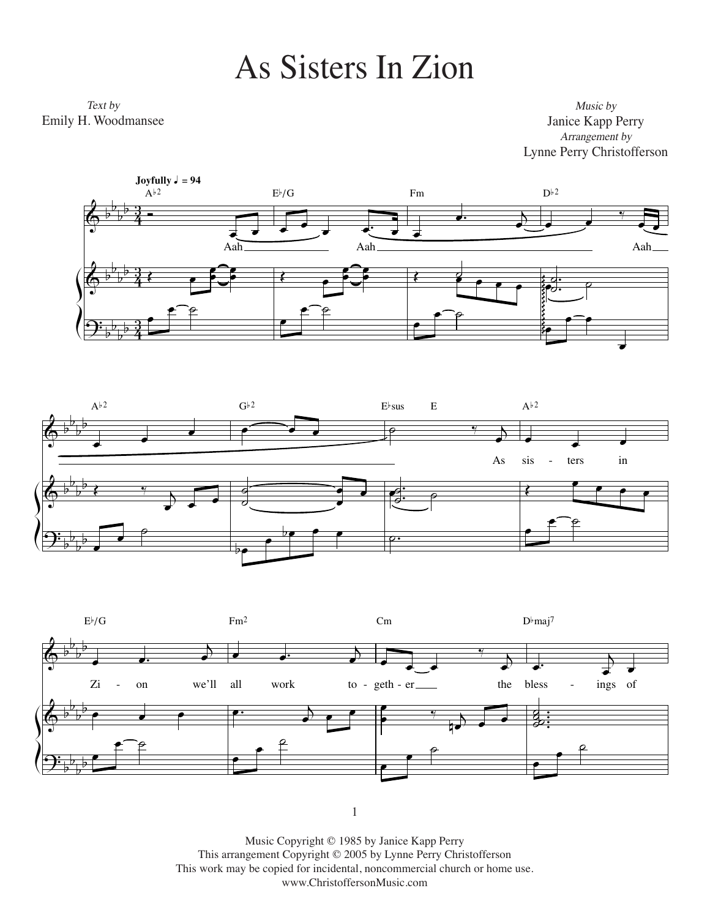# As Sisters In Zion

*Text by*
Emily H. Woodmansee

*Music by*
Janice Kapp Perry
*Arrangement by*
Lynne Perry Christofferson

Music Copyright © 1985 by Janice Kapp Perry
This arrangement Copyright © 2005 by Lynne Perry Christofferson
This work may be copied for incidental, noncommercial church or home use.
www.ChristoffersonMusic.com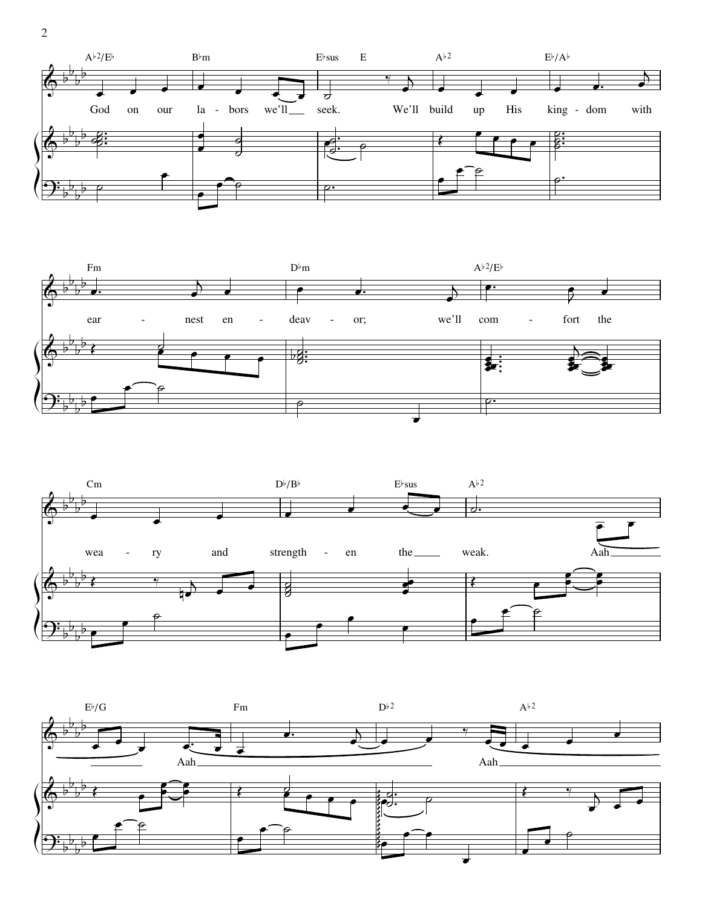A♭2/E♭ B♭m E♭sus E A♭2 E♭/A♭

God on our la - bors we'll seek. We'll build up His king - dom with

Fm D♭m A♭2/E♭

ear - nest en - deav - or; we'll com - fort the

Cm D♭/B♭ E♭sus A♭2

wea - ry and strength - en the weak. Aah

E♭/G Fm D♭2 A♭2

Aah Aah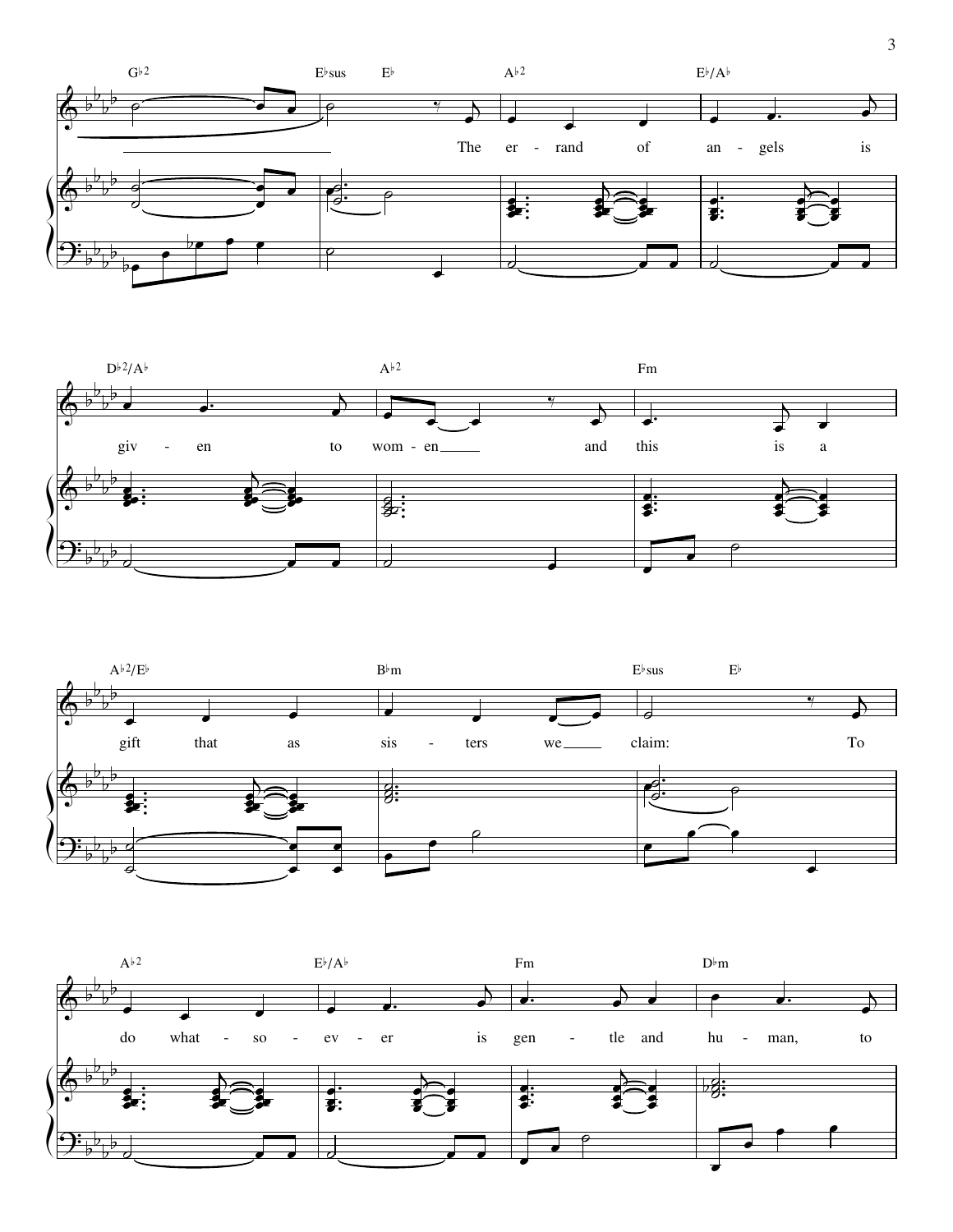G♭2 E♭sus E♭ A♭2 E♭/A♭

The er - rand of an - gels is

D♭2/A♭ A♭2 Fm

giv - en to wom - en and this is a

A♭2/E♭ B♭m E♭sus E♭

gift that as sis - ters we claim: To

A♭2 E♭/A♭ Fm D♭m

do what - so - ev - er is gen - tle and hu - man, to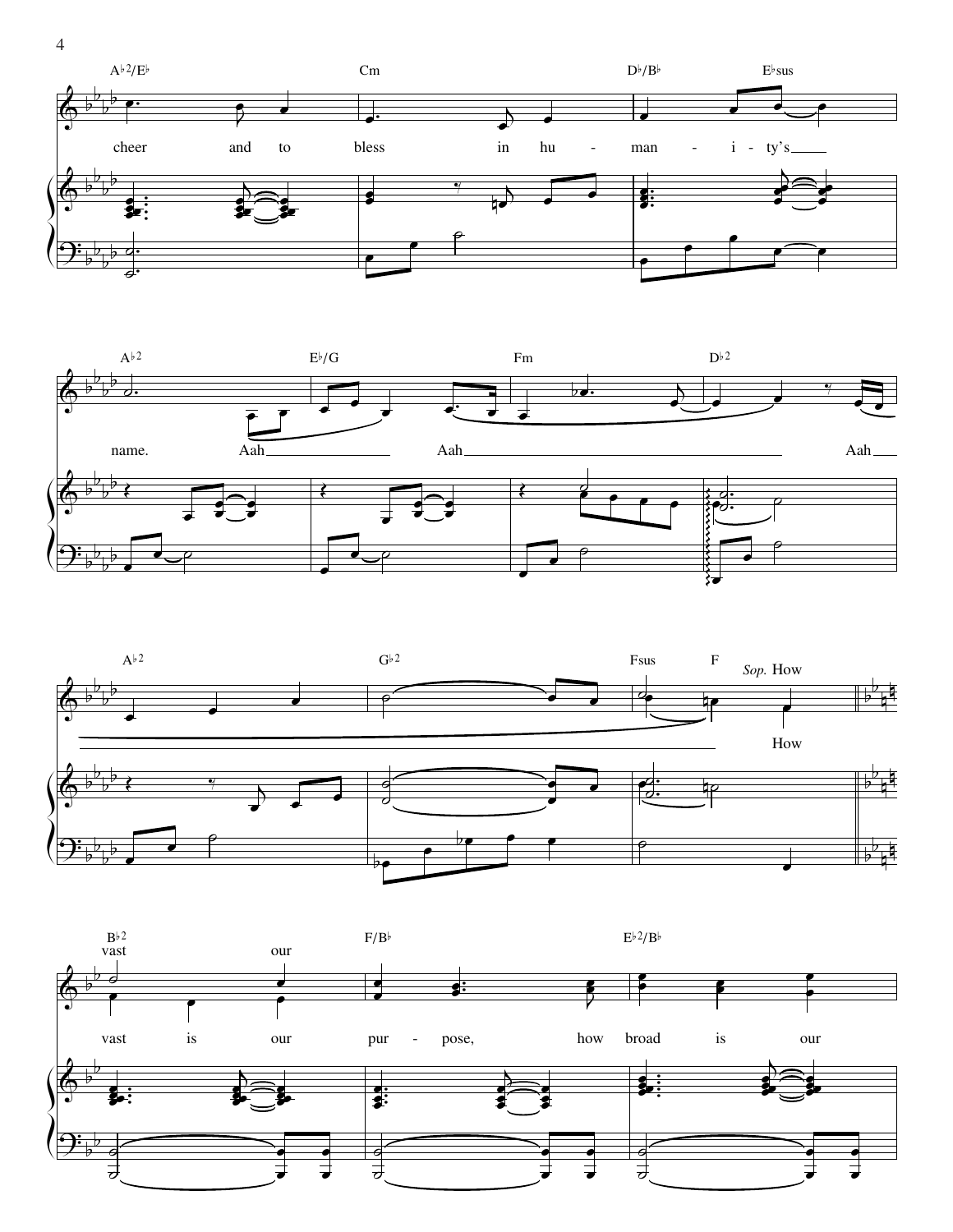A♭2/E♭ Cm D♭/B♭ E♭sus

cheer and to bless in hu - man - i - ty's

A♭2 E♭/G Fm D♭2

name. Aah Aah Aah

A♭2 G♭2 Fsus F

*Sop.* How

How

B♭2 F/B♭ E♭2/B♭

vast our

vast is our pur - pose, how broad is our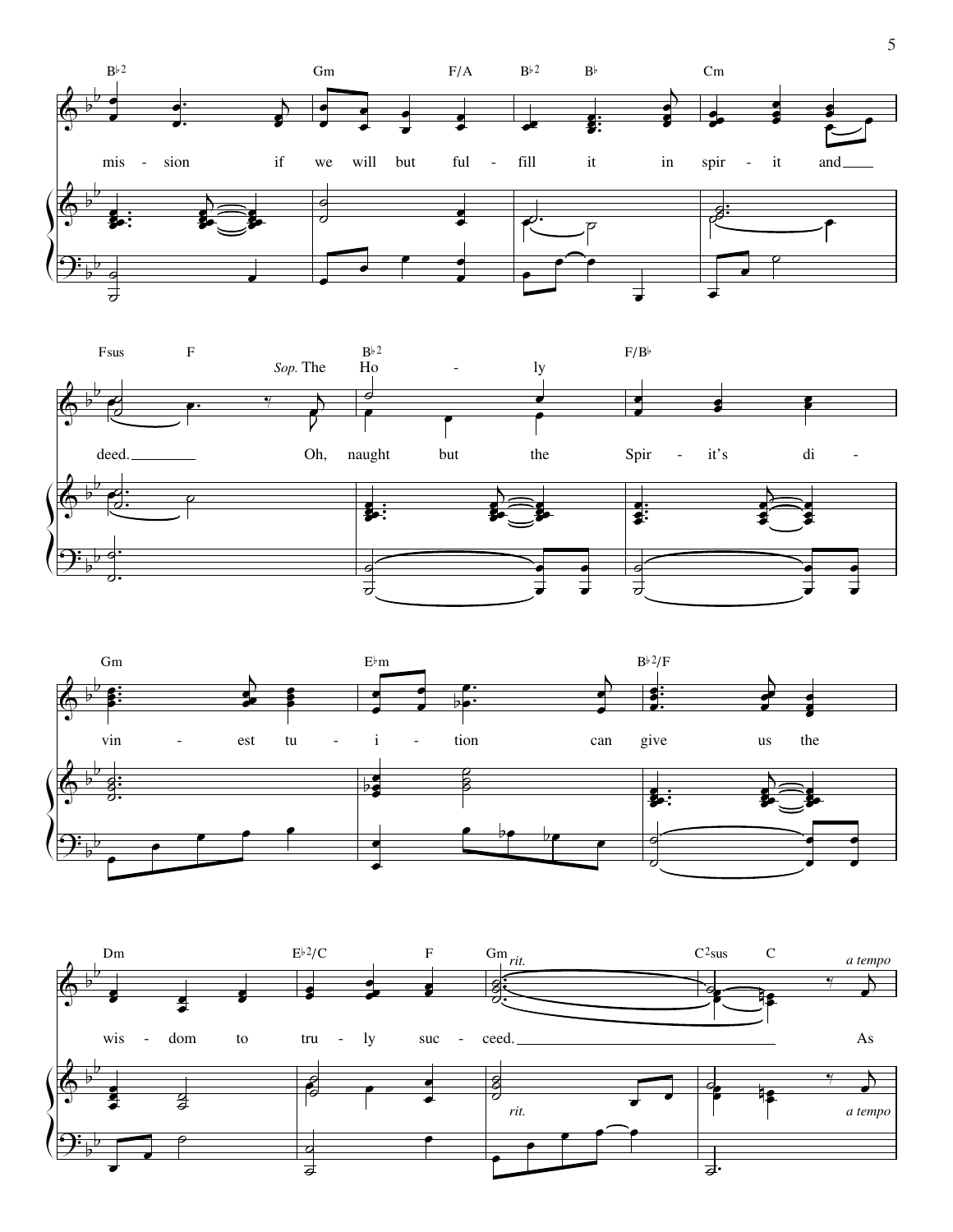B♭2 Gm F/A B♭2 B♭ Cm

mis - sion if we will but ful - fill it in spir - it and

Fsus F B♭2 F/B♭

*Sop.* The Ho - ly

deed. Oh, naught but the Spir - it's di -

Gm E♭m B♭2/F

vin - est tu - i - tion can give us the

Dm E♭2/C F Gm C2sus C

*rit.* *a tempo*

wis - dom to tru - ly suc - ceed. As

*rit.* *a tempo*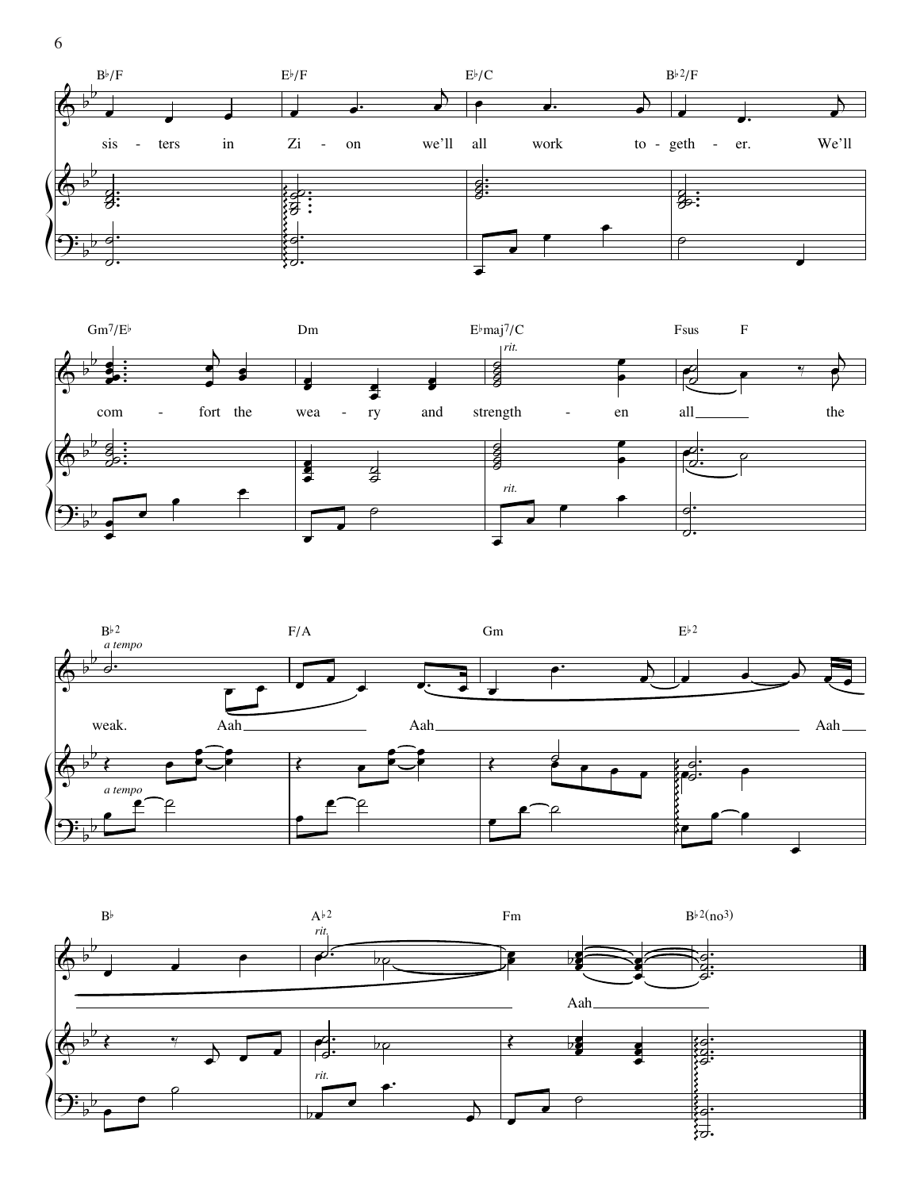B♭/F E♭/F E♭/C B♭2/F

sis - ters in Zi - on we'll all work to - geth - er. We'll

Gm7/E♭ Dm E♭maj7/C Fsus F

*rit.*

com - fort the wea - ry and strength - en all the

B♭2 F/A Gm E♭2

*a tempo*

weak. Aah Aah Aah

B♭ A♭2 Fm B♭2(no3)

*rit.*

Aah